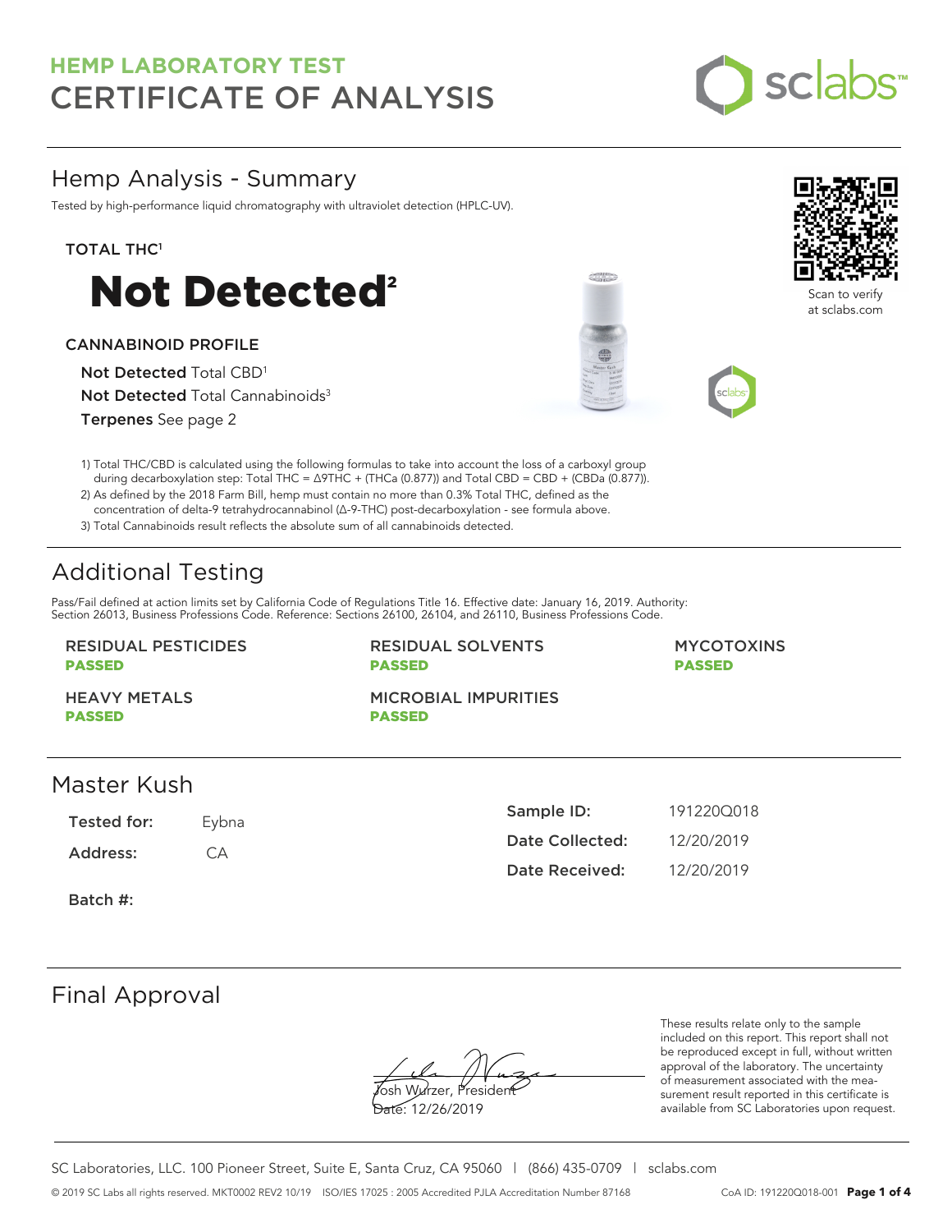# HEMP LABORATORY TEST
# CERTIFICATE OF ANALYSIS

## Hemp Analysis - Summary

Tested by high-performance liquid chromatography with ultraviolet detection (HPLC-UV).

**TOTAL THC[1]**

# Not Detected[2]

**CANNABINOID PROFILE**

**Not Detected** Total CBD[1]

**Not Detected** Total Cannabinoids[3]

**Terpenes** See page 2

Scan to verify at sclabs.com

1) Total THC/CBD is calculated using the following formulas to take into account the loss of a carboxyl group during decarboxylation step: Total THC = Δ9THC + (THCa (0.877)) and Total CBD = CBD + (CBDa (0.877)).
2) As defined by the 2018 Farm Bill, hemp must contain no more than 0.3% Total THC, defined as the concentration of delta-9 tetrahydrocannabinol (Δ-9-THC) post-decarboxylation - see formula above.
3) Total Cannabinoids result reflects the absolute sum of all cannabinoids detected.

## Additional Testing

Pass/Fail defined at action limits set by California Code of Regulations Title 16. Effective date: January 16, 2019. Authority: Section 26013, Business Professions Code. Reference: Sections 26100, 26104, and 26110, Business Professions Code.

| RESIDUAL PESTICIDES | RESIDUAL SOLVENTS | MYCOTOXINS |
|---|---|---|
| **PASSED** | **PASSED** | **PASSED** |
| **HEAVY METALS** | **MICROBIAL IMPURITIES** | |
| **PASSED** | **PASSED** | |

## Master Kush

| | |
|---|---|
| **Tested for:** | Eybna |
| **Address:** | CA |
| **Batch #:** | |

| | |
|---|---|
| **Sample ID:** | 191220Q018 |
| **Date Collected:** | 12/20/2019 |
| **Date Received:** | 12/20/2019 |

## Final Approval

Josh Wurzer, President

Date: 12/26/2019

These results relate only to the sample included on this report. This report shall not be reproduced except in full, without written approval of the laboratory. The uncertainty of measurement associated with the measurement result reported in this certificate is available from SC Laboratories upon request.

SC Laboratories, LLC. 100 Pioneer Street, Suite E, Santa Cruz, CA 95060 | (866) 435-0709 | sclabs.com

© 2019 SC Labs all rights reserved. MKT0002 REV2 10/19 ISO/IES 17025 : 2005 Accredited PJLA Accreditation Number 87168 CoA ID: 191220Q018-001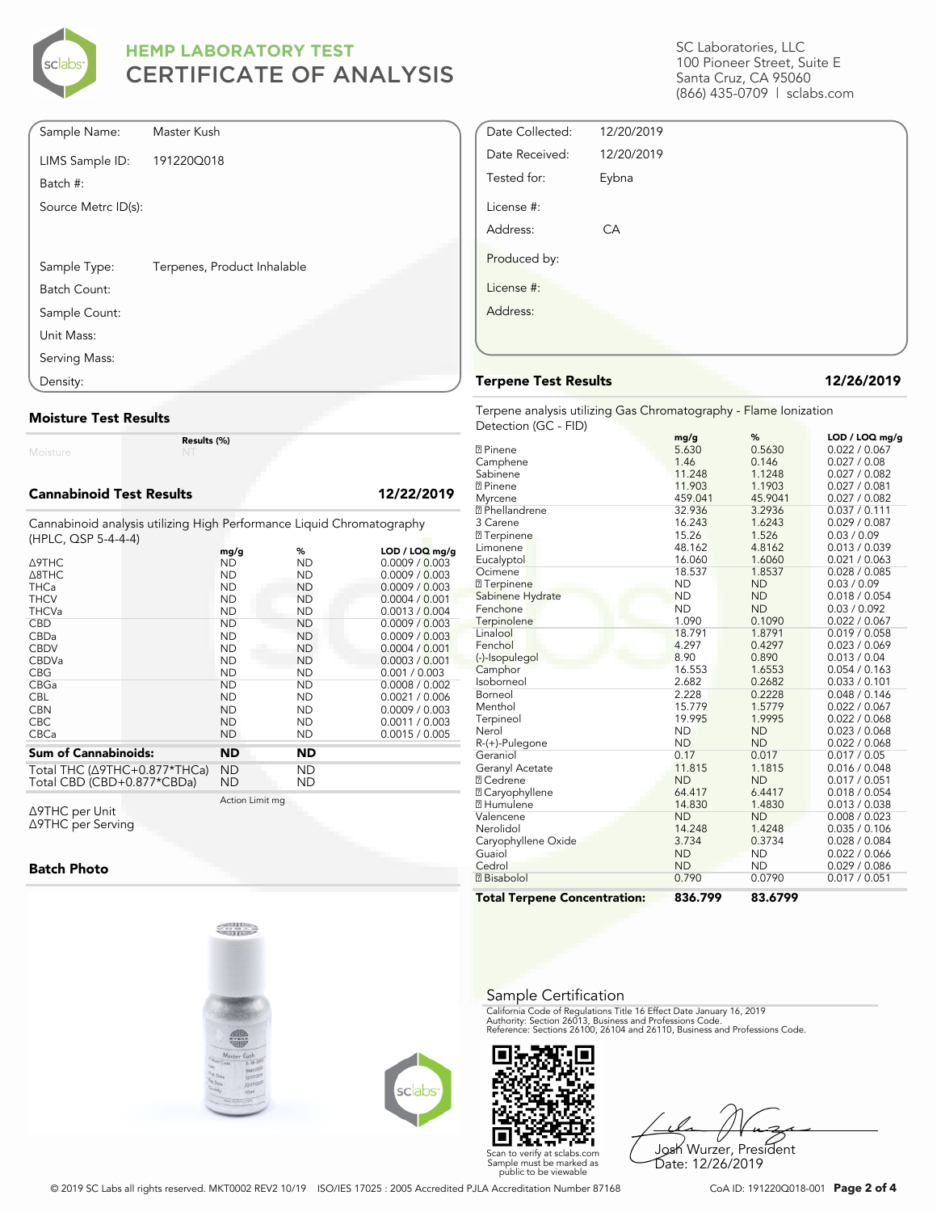# HEMP LABORATORY TEST
# CERTIFICATE OF ANALYSIS

SC Laboratories, LLC
100 Pioneer Street, Suite E
Santa Cruz, CA 95060
(866) 435-0709 | sclabs.com

| | |
|---|---|
| Sample Name: | Master Kush |
| LIMS Sample ID: | 191220Q018 |
| Batch #: | |
| Source Metrc ID(s): | |
| Sample Type: | Terpenes, Product Inhalable |
| Batch Count: | |
| Sample Count: | |
| Unit Mass: | |
| Serving Mass: | |
| Density: | |

| | |
|---|---|
| Date Collected: | 12/20/2019 |
| Date Received: | 12/20/2019 |
| Tested for: | Eybna |
| License #: | |
| Address: | CA |
| Produced by: | |
| License #: | |
| Address: | |

## Moisture Test Results

| | Results (%) |
|---|---|
| Moisture | NT |

## Cannabinoid Test Results — 12/22/2019

Cannabinoid analysis utilizing High Performance Liquid Chromatography (HPLC, QSP 5-4-4-4)

| | mg/g | % | LOD / LOQ mg/g |
|---|---|---|---|
| Δ9THC | ND | ND | 0.0009 / 0.003 |
| Δ8THC | ND | ND | 0.0009 / 0.003 |
| THCa | ND | ND | 0.0009 / 0.003 |
| THCV | ND | ND | 0.0004 / 0.001 |
| THCVa | ND | ND | 0.0013 / 0.004 |
| CBD | ND | ND | 0.0009 / 0.003 |
| CBDa | ND | ND | 0.0009 / 0.003 |
| CBDV | ND | ND | 0.0004 / 0.001 |
| CBDVa | ND | ND | 0.0003 / 0.001 |
| CBG | ND | ND | 0.001 / 0.003 |
| CBGa | ND | ND | 0.0008 / 0.002 |
| CBL | ND | ND | 0.0021 / 0.006 |
| CBN | ND | ND | 0.0009 / 0.003 |
| CBC | ND | ND | 0.0011 / 0.003 |
| CBCa | ND | ND | 0.0015 / 0.005 |
| **Sum of Cannabinoids:** | **ND** | **ND** | |
| Total THC (Δ9THC+0.877*THCa) | ND | ND | |
| Total CBD (CBD+0.877*CBDa) | ND | ND | |

| | Action Limit mg |
|---|---|
| Δ9THC per Unit | |
| Δ9THC per Serving | |

## Batch Photo

## Terpene Test Results — 12/26/2019

Terpene analysis utilizing Gas Chromatography - Flame Ionization Detection (GC - FID)

| | mg/g | % | LOD / LOQ mg/g |
|---|---|---|---|
| ⍰ Pinene | 5.630 | 0.5630 | 0.022 / 0.067 |
| Camphene | 1.46 | 0.146 | 0.027 / 0.08 |
| Sabinene | 11.248 | 1.1248 | 0.027 / 0.082 |
| ⍰ Pinene | 11.903 | 1.1903 | 0.027 / 0.081 |
| Myrcene | 459.041 | 45.9041 | 0.027 / 0.082 |
| ⍰ Phellandrene | 32.936 | 3.2936 | 0.037 / 0.111 |
| 3 Carene | 16.243 | 1.6243 | 0.029 / 0.087 |
| ⍰ Terpinene | 15.26 | 1.526 | 0.03 / 0.09 |
| Limonene | 48.162 | 4.8162 | 0.013 / 0.039 |
| Eucalyptol | 16.060 | 1.6060 | 0.021 / 0.063 |
| Ocimene | 18.537 | 1.8537 | 0.028 / 0.085 |
| ⍰ Terpinene | ND | ND | 0.03 / 0.09 |
| Sabinene Hydrate | ND | ND | 0.018 / 0.054 |
| Fenchone | ND | ND | 0.03 / 0.092 |
| Terpinolene | 1.090 | 0.1090 | 0.022 / 0.067 |
| Linalool | 18.791 | 1.8791 | 0.019 / 0.058 |
| Fenchol | 4.297 | 0.4297 | 0.023 / 0.069 |
| (-)-Isopulegol | 8.90 | 0.890 | 0.013 / 0.04 |
| Camphor | 16.553 | 1.6553 | 0.054 / 0.163 |
| Isoborneol | 2.682 | 0.2682 | 0.033 / 0.101 |
| Borneol | 2.228 | 0.2228 | 0.048 / 0.146 |
| Menthol | 15.779 | 1.5779 | 0.022 / 0.067 |
| Terpineol | 19.995 | 1.9995 | 0.022 / 0.068 |
| Nerol | ND | ND | 0.023 / 0.068 |
| R-(+)-Pulegone | ND | ND | 0.022 / 0.068 |
| Geraniol | 0.17 | 0.017 | 0.017 / 0.05 |
| Geranyl Acetate | 11.815 | 1.1815 | 0.016 / 0.048 |
| ⍰ Cedrene | ND | ND | 0.017 / 0.051 |
| ⍰ Caryophyllene | 64.417 | 6.4417 | 0.018 / 0.054 |
| ⍰ Humulene | 14.830 | 1.4830 | 0.013 / 0.038 |
| Valencene | ND | ND | 0.008 / 0.023 |
| Nerolidol | 14.248 | 1.4248 | 0.035 / 0.106 |
| Caryophyllene Oxide | 3.734 | 0.3734 | 0.028 / 0.084 |
| Guaiol | ND | ND | 0.022 / 0.066 |
| Cedrol | ND | ND | 0.029 / 0.086 |
| ⍰ Bisabolol | 0.790 | 0.0790 | 0.017 / 0.051 |
| **Total Terpene Concentration:** | **836.799** | **83.6799** | |

## Sample Certification

California Code of Regulations Title 16 Effect Date January 16, 2019
Authority: Section 26013, Business and Professions Code.
Reference: Sections 26100, 26104 and 26110, Business and Professions Code.

Scan to verify at sclabs.com
Sample must be marked as public to be viewable

Josh Wurzer, President
Date: 12/26/2019

© 2019 SC Labs all rights reserved. MKT0002 REV2 10/19 ISO/IES 17025 : 2005 Accredited PJLA Accreditation Number 87168

CoA ID: 191220Q018-001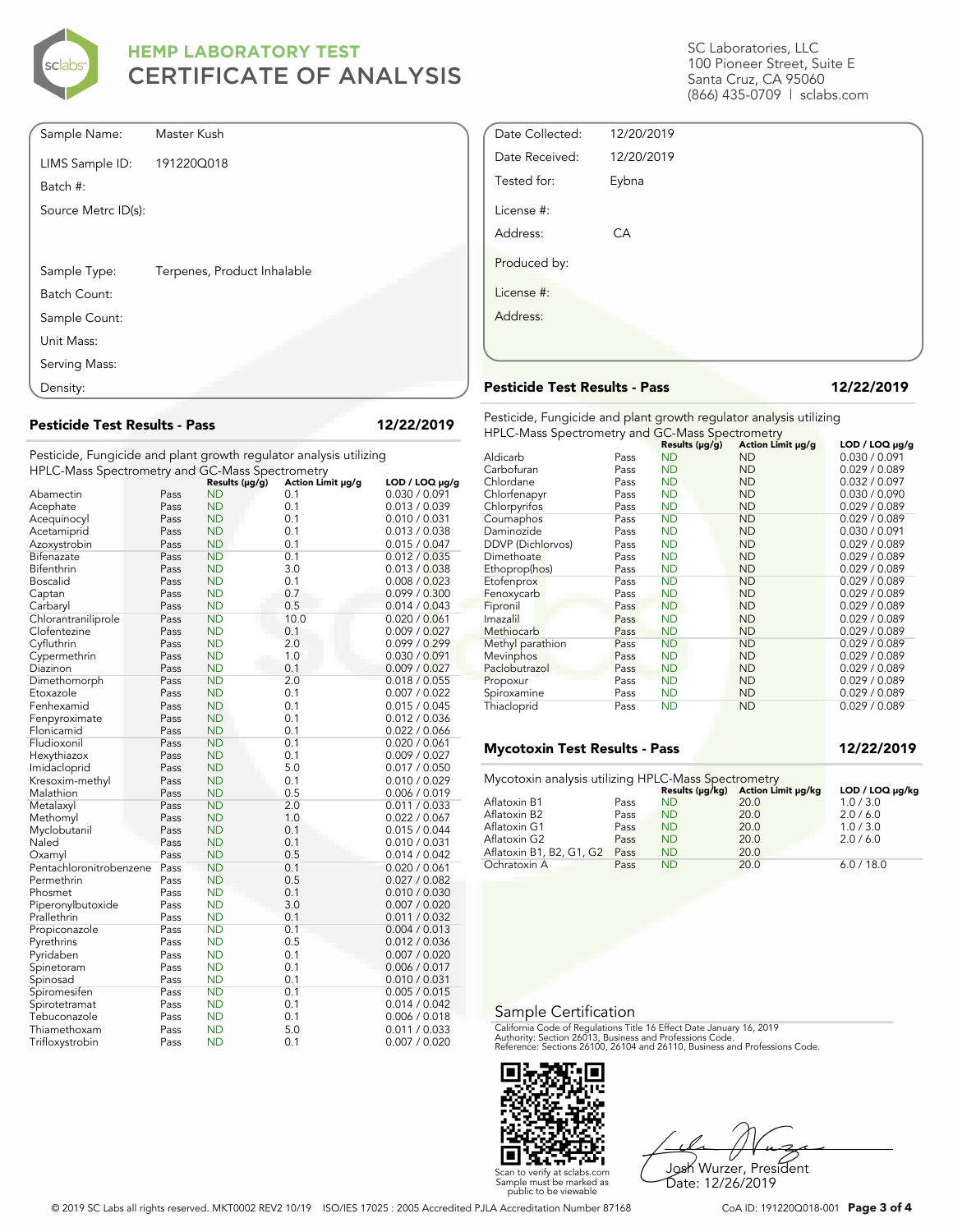# HEMP LABORATORY TEST
# CERTIFICATE OF ANALYSIS

SC Laboratories, LLC
100 Pioneer Street, Suite E
Santa Cruz, CA 95060
(866) 435-0709 | sclabs.com

| | |
|---|---|
| Sample Name: | Master Kush |
| LIMS Sample ID: | 191220Q018 |
| Batch #: | |
| Source Metrc ID(s): | |
| Sample Type: | Terpenes, Product Inhalable |
| Batch Count: | |
| Sample Count: | |
| Unit Mass: | |
| Serving Mass: | |
| Density: | |

| | |
|---|---|
| Date Collected: | 12/20/2019 |
| Date Received: | 12/20/2019 |
| Tested for: | Eybna |
| License #: | |
| Address: | CA |
| Produced by: | |
| License #: | |
| Address: | |

## Pesticide Test Results - Pass — 12/22/2019

Pesticide, Fungicide and plant growth regulator analysis utilizing HPLC-Mass Spectrometry and GC-Mass Spectrometry

| Analyte | | Results (μg/g) | Action Limit μg/g | LOD / LOQ μg/g |
|---|---|---|---|---|
| Abamectin | Pass | ND | 0.1 | 0.030 / 0.091 |
| Acephate | Pass | ND | 0.1 | 0.013 / 0.039 |
| Acequinocyl | Pass | ND | 0.1 | 0.010 / 0.031 |
| Acetamiprid | Pass | ND | 0.1 | 0.013 / 0.038 |
| Azoxystrobin | Pass | ND | 0.1 | 0.015 / 0.047 |
| Bifenazate | Pass | ND | 0.1 | 0.012 / 0.035 |
| Bifenthrin | Pass | ND | 3.0 | 0.013 / 0.038 |
| Boscalid | Pass | ND | 0.1 | 0.008 / 0.023 |
| Captan | Pass | ND | 0.7 | 0.099 / 0.300 |
| Carbaryl | Pass | ND | 0.5 | 0.014 / 0.043 |
| Chlorantraniliprole | Pass | ND | 10.0 | 0.020 / 0.061 |
| Clofentezine | Pass | ND | 0.1 | 0.009 / 0.027 |
| Cyfluthrin | Pass | ND | 2.0 | 0.099 / 0.299 |
| Cypermethrin | Pass | ND | 1.0 | 0.030 / 0.091 |
| Diazinon | Pass | ND | 0.1 | 0.009 / 0.027 |
| Dimethomorph | Pass | ND | 2.0 | 0.018 / 0.055 |
| Etoxazole | Pass | ND | 0.1 | 0.007 / 0.022 |
| Fenhexamid | Pass | ND | 0.1 | 0.015 / 0.045 |
| Fenpyroximate | Pass | ND | 0.1 | 0.012 / 0.036 |
| Flonicamid | Pass | ND | 0.1 | 0.022 / 0.066 |
| Fludioxonil | Pass | ND | 0.1 | 0.020 / 0.061 |
| Hexythiazox | Pass | ND | 0.1 | 0.009 / 0.027 |
| Imidacloprid | Pass | ND | 5.0 | 0.017 / 0.050 |
| Kresoxim-methyl | Pass | ND | 0.1 | 0.010 / 0.029 |
| Malathion | Pass | ND | 0.5 | 0.006 / 0.019 |
| Metalaxyl | Pass | ND | 2.0 | 0.011 / 0.033 |
| Methomyl | Pass | ND | 1.0 | 0.022 / 0.067 |
| Myclobutanil | Pass | ND | 0.1 | 0.015 / 0.044 |
| Naled | Pass | ND | 0.1 | 0.010 / 0.031 |
| Oxamyl | Pass | ND | 0.5 | 0.014 / 0.042 |
| Pentachloronitrobenzene | Pass | ND | 0.1 | 0.020 / 0.061 |
| Permethrin | Pass | ND | 0.5 | 0.027 / 0.082 |
| Phosmet | Pass | ND | 0.1 | 0.010 / 0.030 |
| Piperonylbutoxide | Pass | ND | 3.0 | 0.007 / 0.020 |
| Prallethrin | Pass | ND | 0.1 | 0.011 / 0.032 |
| Propiconazole | Pass | ND | 0.1 | 0.004 / 0.013 |
| Pyrethrins | Pass | ND | 0.5 | 0.012 / 0.036 |
| Pyridaben | Pass | ND | 0.1 | 0.007 / 0.020 |
| Spinetoram | Pass | ND | 0.1 | 0.006 / 0.017 |
| Spinosad | Pass | ND | 0.1 | 0.010 / 0.031 |
| Spiromesifen | Pass | ND | 0.1 | 0.005 / 0.015 |
| Spirotetramat | Pass | ND | 0.1 | 0.014 / 0.042 |
| Tebuconazole | Pass | ND | 0.1 | 0.006 / 0.018 |
| Thiamethoxam | Pass | ND | 5.0 | 0.011 / 0.033 |
| Trifloxystrobin | Pass | ND | 0.1 | 0.007 / 0.020 |

## Pesticide Test Results - Pass — 12/22/2019

Pesticide, Fungicide and plant growth regulator analysis utilizing HPLC-Mass Spectrometry and GC-Mass Spectrometry

| Analyte | | Results (μg/g) | Action Limit μg/g | LOD / LOQ μg/g |
|---|---|---|---|---|
| Aldicarb | Pass | ND | ND | 0.030 / 0.091 |
| Carbofuran | Pass | ND | ND | 0.029 / 0.089 |
| Chlordane | Pass | ND | ND | 0.032 / 0.097 |
| Chlorfenapyr | Pass | ND | ND | 0.030 / 0.090 |
| Chlorpyrifos | Pass | ND | ND | 0.029 / 0.089 |
| Coumaphos | Pass | ND | ND | 0.029 / 0.089 |
| Daminozide | Pass | ND | ND | 0.030 / 0.091 |
| DDVP (Dichlorvos) | Pass | ND | ND | 0.029 / 0.089 |
| Dimethoate | Pass | ND | ND | 0.029 / 0.089 |
| Ethoprop(hos) | Pass | ND | ND | 0.029 / 0.089 |
| Etofenprox | Pass | ND | ND | 0.029 / 0.089 |
| Fenoxycarb | Pass | ND | ND | 0.029 / 0.089 |
| Fipronil | Pass | ND | ND | 0.029 / 0.089 |
| Imazalil | Pass | ND | ND | 0.029 / 0.089 |
| Methiocarb | Pass | ND | ND | 0.029 / 0.089 |
| Methyl parathion | Pass | ND | ND | 0.029 / 0.089 |
| Mevinphos | Pass | ND | ND | 0.029 / 0.089 |
| Paclobutrazol | Pass | ND | ND | 0.029 / 0.089 |
| Propoxur | Pass | ND | ND | 0.029 / 0.089 |
| Spiroxamine | Pass | ND | ND | 0.029 / 0.089 |
| Thiacloprid | Pass | ND | ND | 0.029 / 0.089 |

## Mycotoxin Test Results - Pass — 12/22/2019

Mycotoxin analysis utilizing HPLC-Mass Spectrometry

| Analyte | | Results (μg/kg) | Action Limit μg/kg | LOD / LOQ μg/kg |
|---|---|---|---|---|
| Aflatoxin B1 | Pass | ND | 20.0 | 1.0 / 3.0 |
| Aflatoxin B2 | Pass | ND | 20.0 | 2.0 / 6.0 |
| Aflatoxin G1 | Pass | ND | 20.0 | 1.0 / 3.0 |
| Aflatoxin G2 | Pass | ND | 20.0 | 2.0 / 6.0 |
| Aflatoxin B1, B2, G1, G2 | Pass | ND | 20.0 | |
| Ochratoxin A | Pass | ND | 20.0 | 6.0 / 18.0 |

## Sample Certification

California Code of Regulations Title 16 Effect Date January 16, 2019
Authority: Section 26013, Business and Professions Code.
Reference: Sections 26100, 26104 and 26110, Business and Professions Code.

Scan to verify at sclabs.com
Sample must be marked as public to be viewable

Josh Wurzer, President
Date: 12/26/2019

© 2019 SC Labs all rights reserved. MKT0002 REV2 10/19 ISO/IES 17025 : 2005 Accredited PJLA Accreditation Number 87168

CoA ID: 191220Q018-001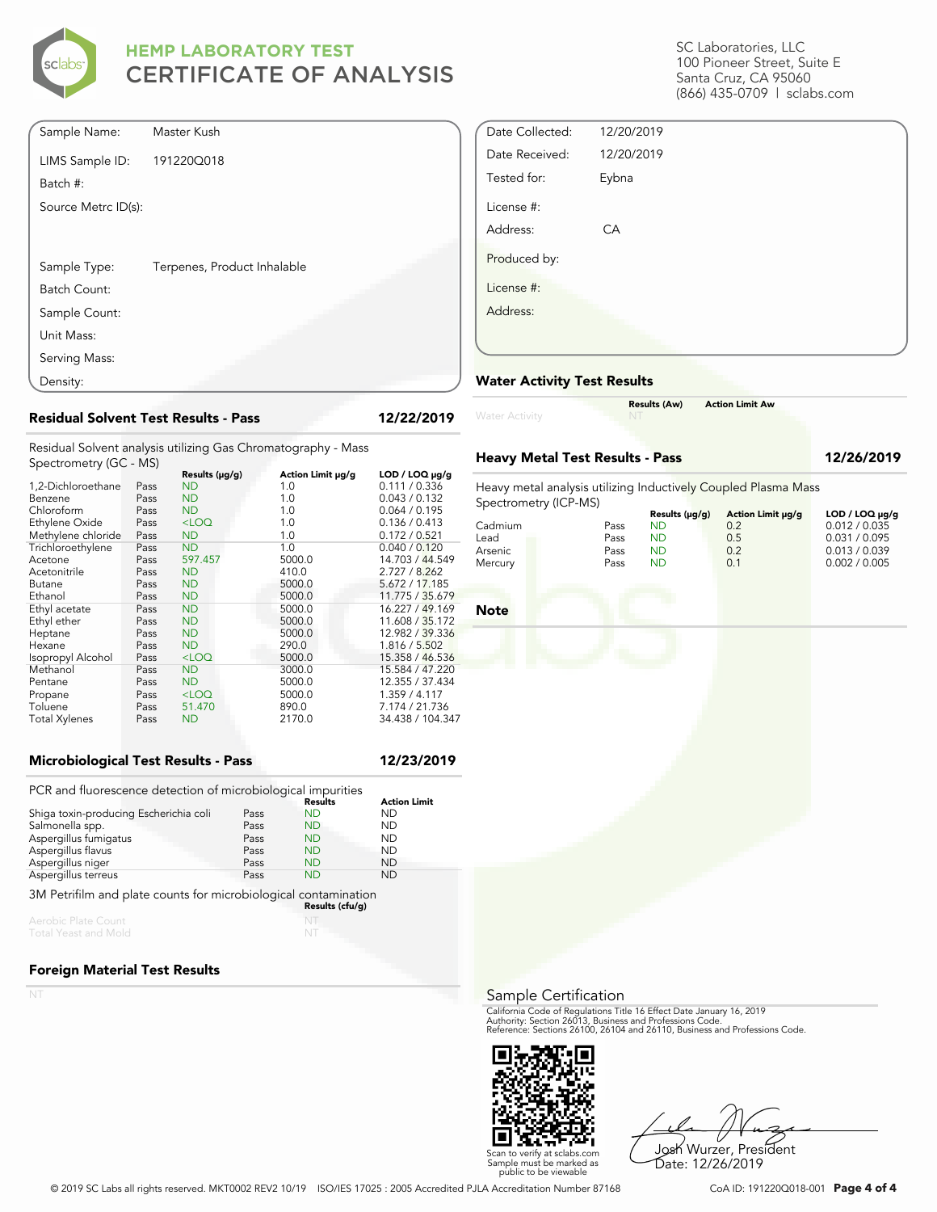# HEMP LABORATORY TEST
# CERTIFICATE OF ANALYSIS

SC Laboratories, LLC
100 Pioneer Street, Suite E
Santa Cruz, CA 95060
(866) 435-0709 | sclabs.com

| | |
|---|---|
| Sample Name: | Master Kush |
| LIMS Sample ID: | 191220Q018 |
| Batch #: | |
| Source Metrc ID(s): | |
| Sample Type: | Terpenes, Product Inhalable |
| Batch Count: | |
| Sample Count: | |
| Unit Mass: | |
| Serving Mass: | |
| Density: | |

| | |
|---|---|
| Date Collected: | 12/20/2019 |
| Date Received: | 12/20/2019 |
| Tested for: | Eybna |
| License #: | |
| Address: | CA |
| Produced by: | |
| License #: | |
| Address: | |

## Residual Solvent Test Results - Pass — 12/22/2019

Residual Solvent analysis utilizing Gas Chromatography - Mass Spectrometry (GC - MS)

| | | Results (µg/g) | Action Limit µg/g | LOD / LOQ µg/g |
|---|---|---|---|---|
| 1,2-Dichloroethane | Pass | ND | 1.0 | 0.111 / 0.336 |
| Benzene | Pass | ND | 1.0 | 0.043 / 0.132 |
| Chloroform | Pass | ND | 1.0 | 0.064 / 0.195 |
| Ethylene Oxide | Pass | <LOQ | 1.0 | 0.136 / 0.413 |
| Methylene chloride | Pass | ND | 1.0 | 0.172 / 0.521 |
| Trichloroethylene | Pass | ND | 1.0 | 0.040 / 0.120 |
| Acetone | Pass | 597.457 | 5000.0 | 14.703 / 44.549 |
| Acetonitrile | Pass | ND | 410.0 | 2.727 / 8.262 |
| Butane | Pass | ND | 5000.0 | 5.672 / 17.185 |
| Ethanol | Pass | ND | 5000.0 | 11.775 / 35.679 |
| Ethyl acetate | Pass | ND | 5000.0 | 16.227 / 49.169 |
| Ethyl ether | Pass | ND | 5000.0 | 11.608 / 35.172 |
| Heptane | Pass | ND | 5000.0 | 12.982 / 39.336 |
| Hexane | Pass | ND | 290.0 | 1.816 / 5.502 |
| Isopropyl Alcohol | Pass | <LOQ | 5000.0 | 15.358 / 46.536 |
| Methanol | Pass | ND | 3000.0 | 15.584 / 47.220 |
| Pentane | Pass | ND | 5000.0 | 12.355 / 37.434 |
| Propane | Pass | <LOQ | 5000.0 | 1.359 / 4.117 |
| Toluene | Pass | 51.470 | 890.0 | 7.174 / 21.736 |
| Total Xylenes | Pass | ND | 2170.0 | 34.438 / 104.347 |

## Microbiological Test Results - Pass — 12/23/2019

PCR and fluorescence detection of microbiological impurities

| | | Results | Action Limit |
|---|---|---|---|
| Shiga toxin-producing Escherichia coli | Pass | ND | ND |
| Salmonella spp. | Pass | ND | ND |
| Aspergillus fumigatus | Pass | ND | ND |
| Aspergillus flavus | Pass | ND | ND |
| Aspergillus niger | Pass | ND | ND |
| Aspergillus terreus | Pass | ND | ND |

3M Petrifilm and plate counts for microbiological contamination

| | Results (cfu/g) |
|---|---|
| Aerobic Plate Count | NT |
| Total Yeast and Mold | NT |

## Foreign Material Test Results

NT

## Water Activity Test Results

| | Results (Aw) | Action Limit Aw |
|---|---|---|
| Water Activity | NT | |

## Heavy Metal Test Results - Pass — 12/26/2019

Heavy metal analysis utilizing Inductively Coupled Plasma Mass Spectrometry (ICP-MS)

| | | Results (µg/g) | Action Limit µg/g | LOD / LOQ µg/g |
|---|---|---|---|---|
| Cadmium | Pass | ND | 0.2 | 0.012 / 0.035 |
| Lead | Pass | ND | 0.5 | 0.031 / 0.095 |
| Arsenic | Pass | ND | 0.2 | 0.013 / 0.039 |
| Mercury | Pass | ND | 0.1 | 0.002 / 0.005 |

## Note

## Sample Certification

California Code of Regulations Title 16 Effect Date January 16, 2019
Authority: Section 26013, Business and Professions Code.
Reference: Sections 26100, 26104 and 26110, Business and Professions Code.

Scan to verify at sclabs.com
Sample must be marked as public to be viewable

Josh Wurzer, President
Date: 12/26/2019

© 2019 SC Labs all rights reserved. MKT0002 REV2 10/19 ISO/IES 17025 : 2005 Accredited PJLA Accreditation Number 87168 CoA ID: 191220Q018-001